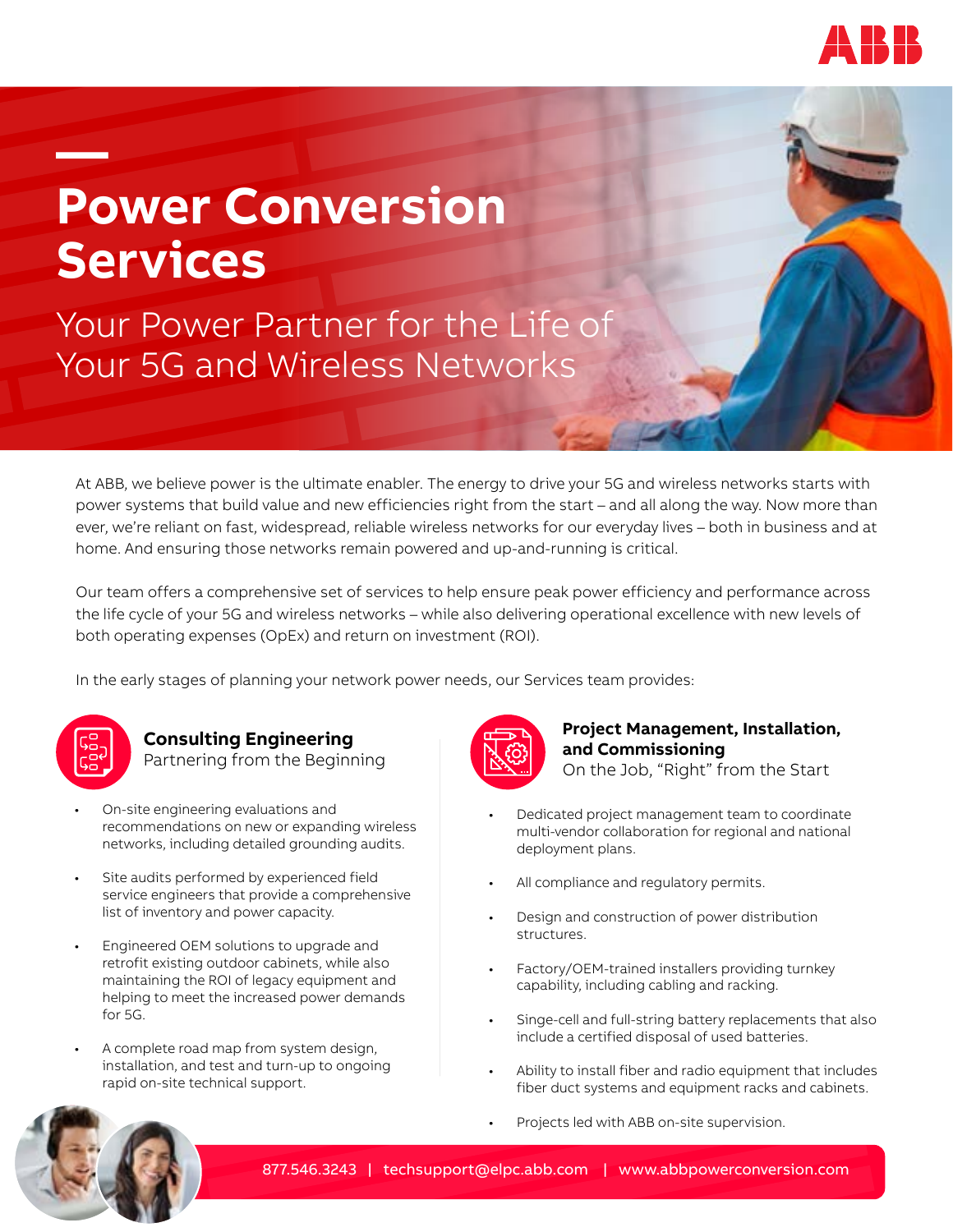# Power Conversion Services

## Your Power Partner for the Life of Your 5G and Wireless Networks

At ABB, we believe power is the ultimate enabler. The energy to drive your 5G and wireless networks starts with power systems that build value and new efficiencies right from the start – and all along the way. Now more than ever, we're reliant on fast, widespread, reliable wireless networks for our everyday lives – both in business and at home. And ensuring those networks remain powered and up-and-running is critical.

Our team offers a comprehensive set of services to help ensure peak power efficiency and performance across the life cycle of your 5G and wireless networks – while also delivering operational excellence with new levels of both operating expenses (OpEx) and return on investment (ROI).

In the early stages of planning your network power needs, our Services team provides:

### Consulting Engineering
Partnering from the Beginning

- On-site engineering evaluations and recommendations on new or expanding wireless networks, including detailed grounding audits.
- Site audits performed by experienced field service engineers that provide a comprehensive list of inventory and power capacity.
- Engineered OEM solutions to upgrade and retrofit existing outdoor cabinets, while also maintaining the ROI of legacy equipment and helping to meet the increased power demands for 5G.
- A complete road map from system design, installation, and test and turn-up to ongoing rapid on-site technical support.

### Project Management, Installation, and Commissioning
On the Job, "Right" from the Start

- Dedicated project management team to coordinate multi-vendor collaboration for regional and national deployment plans.
- All compliance and regulatory permits.
- Design and construction of power distribution structures.
- Factory/OEM-trained installers providing turnkey capability, including cabling and racking.
- Singe-cell and full-string battery replacements that also include a certified disposal of used batteries.
- Ability to install fiber and radio equipment that includes fiber duct systems and equipment racks and cabinets.
- Projects led with ABB on-site supervision.

877.546.3243 | techsupport@elpc.abb.com | www.abbpowerconversion.com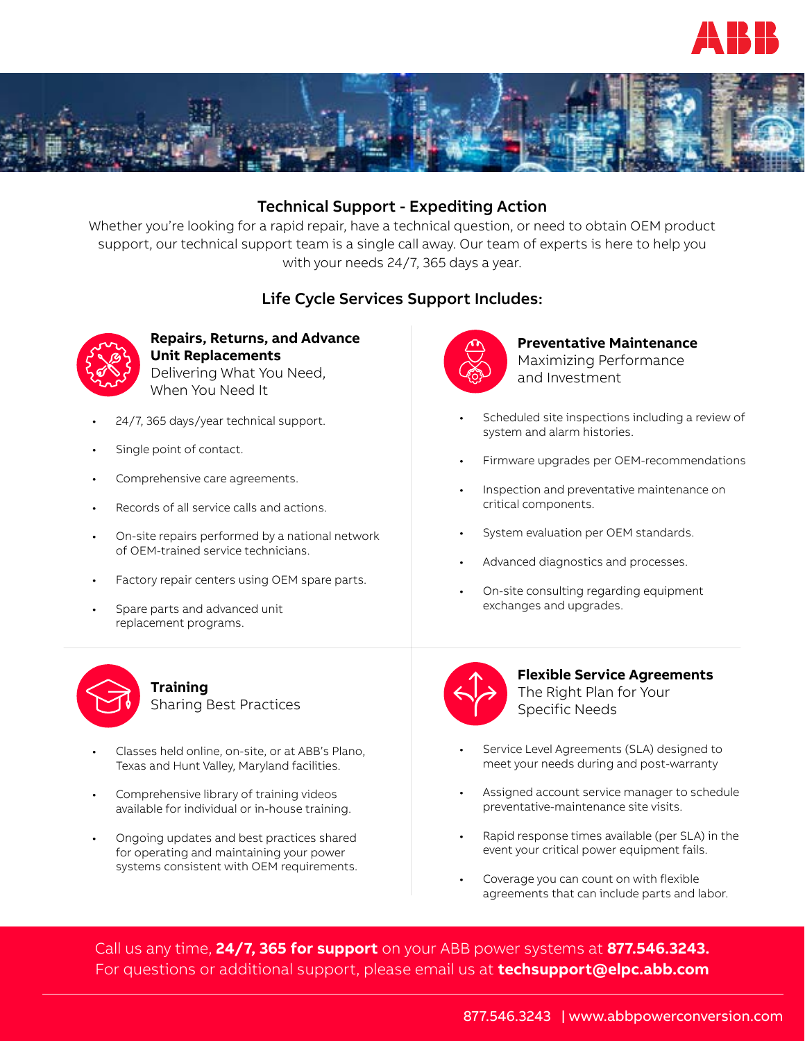## Technical Support - Expediting Action

Whether you're looking for a rapid repair, have a technical question, or need to obtain OEM product support, our technical support team is a single call away. Our team of experts is here to help you with your needs 24/7, 365 days a year.

## Life Cycle Services Support Includes:

### Repairs, Returns, and Advance Unit Replacements

Delivering What You Need, When You Need It

- 24/7, 365 days/year technical support.
- Single point of contact.
- Comprehensive care agreements.
- Records of all service calls and actions.
- On-site repairs performed by a national network of OEM-trained service technicians.
- Factory repair centers using OEM spare parts.
- Spare parts and advanced unit replacement programs.

### Preventative Maintenance

Maximizing Performance and Investment

- Scheduled site inspections including a review of system and alarm histories.
- Firmware upgrades per OEM-recommendations
- Inspection and preventative maintenance on critical components.
- System evaluation per OEM standards.
- Advanced diagnostics and processes.
- On-site consulting regarding equipment exchanges and upgrades.

### Training

Sharing Best Practices

- Classes held online, on-site, or at ABB's Plano, Texas and Hunt Valley, Maryland facilities.
- Comprehensive library of training videos available for individual or in-house training.
- Ongoing updates and best practices shared for operating and maintaining your power systems consistent with OEM requirements.

### Flexible Service Agreements

The Right Plan for Your Specific Needs

- Service Level Agreements (SLA) designed to meet your needs during and post-warranty
- Assigned account service manager to schedule preventative-maintenance site visits.
- Rapid response times available (per SLA) in the event your critical power equipment fails.
- Coverage you can count on with flexible agreements that can include parts and labor.

Call us any time, **24/7, 365 for support** on your ABB power systems at **877.546.3243.**
For questions or additional support, please email us at **techsupport@elpc.abb.com**

877.546.3243 | www.abbpowerconversion.com